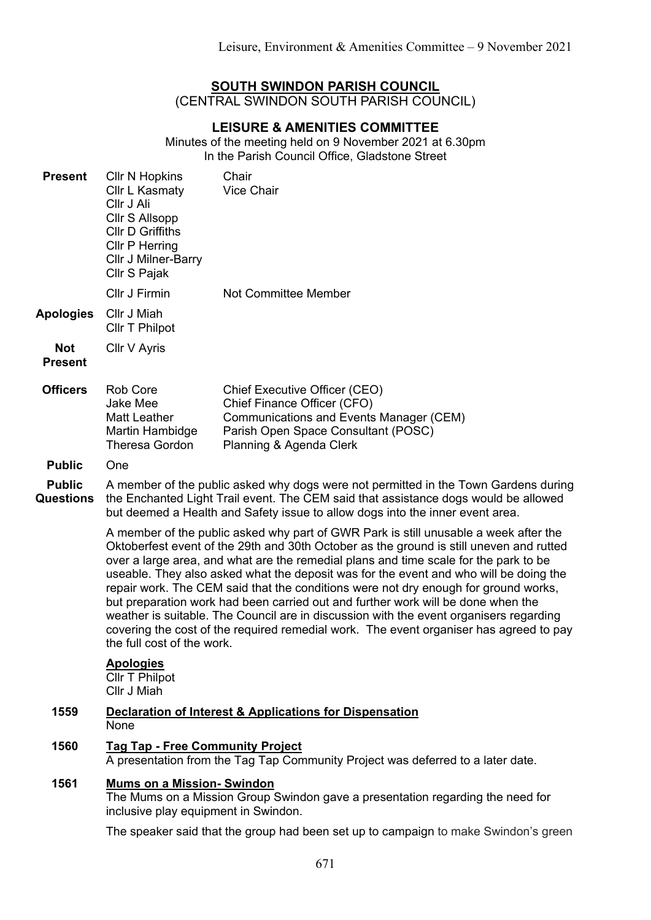# SOUTH SWINDON PARISH COUNCIL

(CENTRAL SWINDON SOUTH PARISH COUNCIL)

## LEISURE & AMENITIES COMMITTEE

Minutes of the meeting held on 9 November 2021 at 6.30pm
In the Parish Council Office, Gladstone Street

| | | |
|---|---|---|
| **Present** | Cllr N Hopkins | Chair |
| | Cllr L Kasmaty | Vice Chair |
| | Cllr J Ali | |
| | Cllr S Allsopp | |
| | Cllr D Griffiths | |
| | Cllr P Herring | |
| | Cllr J Milner-Barry | |
| | Cllr S Pajak | |
| | Cllr J Firmin | Not Committee Member |
| **Apologies** | Cllr J Miah | |
| | Cllr T Philpot | |
| **Not Present** | Cllr V Ayris | |
| **Officers** | Rob Core | Chief Executive Officer (CEO) |
| | Jake Mee | Chief Finance Officer (CFO) |
| | Matt Leather | Communications and Events Manager (CEM) |
| | Martin Hambidge | Parish Open Space Consultant (POSC) |
| | Theresa Gordon | Planning & Agenda Clerk |
| **Public** | One | |

**Public Questions**

A member of the public asked why dogs were not permitted in the Town Gardens during the Enchanted Light Trail event. The CEM said that assistance dogs would be allowed but deemed a Health and Safety issue to allow dogs into the inner event area.

A member of the public asked why part of GWR Park is still unusable a week after the Oktoberfest event of the 29th and 30th October as the ground is still uneven and rutted over a large area, and what are the remedial plans and time scale for the park to be useable. They also asked what the deposit was for the event and who will be doing the repair work. The CEM said that the conditions were not dry enough for ground works, but preparation work had been carried out and further work will be done when the weather is suitable. The Council are in discussion with the event organisers regarding covering the cost of the required remedial work. The event organiser has agreed to pay the full cost of the work.

**Apologies**

Cllr T Philpot
Cllr J Miah

**1559 Declaration of Interest & Applications for Dispensation**

None

**1560 Tag Tap - Free Community Project**

A presentation from the Tag Tap Community Project was deferred to a later date.

**1561 Mums on a Mission- Swindon**

The Mums on a Mission Group Swindon gave a presentation regarding the need for inclusive play equipment in Swindon.

The speaker said that the group had been set up to campaign to make Swindon's green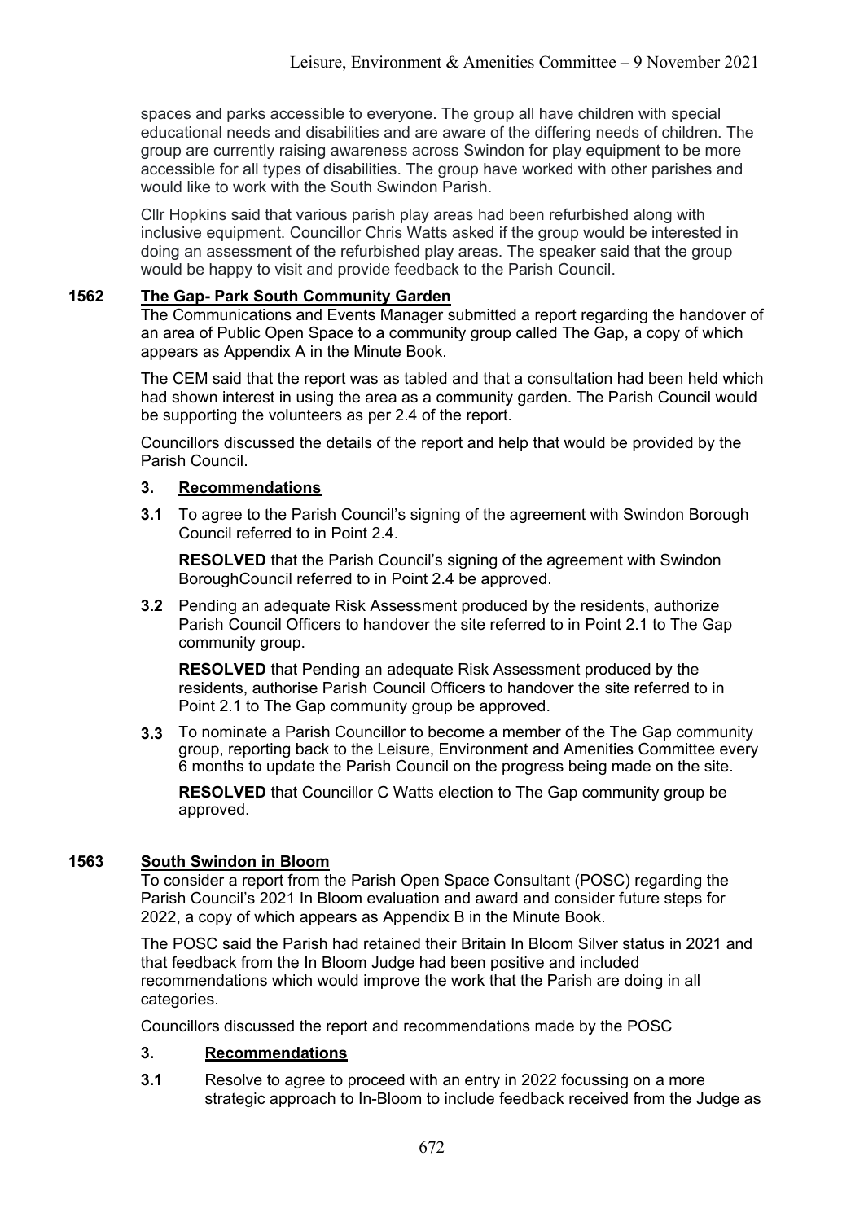spaces and parks accessible to everyone. The group all have children with special educational needs and disabilities and are aware of the differing needs of children. The group are currently raising awareness across Swindon for play equipment to be more accessible for all types of disabilities. The group have worked with other parishes and would like to work with the South Swindon Parish.

Cllr Hopkins said that various parish play areas had been refurbished along with inclusive equipment. Councillor Chris Watts asked if the group would be interested in doing an assessment of the refurbished play areas. The speaker said that the group would be happy to visit and provide feedback to the Parish Council.

## 1562 The Gap- Park South Community Garden

The Communications and Events Manager submitted a report regarding the handover of an area of Public Open Space to a community group called The Gap, a copy of which appears as Appendix A in the Minute Book.

The CEM said that the report was as tabled and that a consultation had been held which had shown interest in using the area as a community garden. The Parish Council would be supporting the volunteers as per 2.4 of the report.

Councillors discussed the details of the report and help that would be provided by the Parish Council.

### 3. Recommendations

**3.1** To agree to the Parish Council's signing of the agreement with Swindon Borough Council referred to in Point 2.4.

**RESOLVED** that the Parish Council's signing of the agreement with Swindon BoroughCouncil referred to in Point 2.4 be approved.

**3.2** Pending an adequate Risk Assessment produced by the residents, authorize Parish Council Officers to handover the site referred to in Point 2.1 to The Gap community group.

**RESOLVED** that Pending an adequate Risk Assessment produced by the residents, authorise Parish Council Officers to handover the site referred to in Point 2.1 to The Gap community group be approved.

**3.3** To nominate a Parish Councillor to become a member of the The Gap community group, reporting back to the Leisure, Environment and Amenities Committee every 6 months to update the Parish Council on the progress being made on the site.

**RESOLVED** that Councillor C Watts election to The Gap community group be approved.

## 1563 South Swindon in Bloom

To consider a report from the Parish Open Space Consultant (POSC) regarding the Parish Council's 2021 In Bloom evaluation and award and consider future steps for 2022, a copy of which appears as Appendix B in the Minute Book.

The POSC said the Parish had retained their Britain In Bloom Silver status in 2021 and that feedback from the In Bloom Judge had been positive and included recommendations which would improve the work that the Parish are doing in all categories.

Councillors discussed the report and recommendations made by the POSC

### 3. Recommendations

**3.1** Resolve to agree to proceed with an entry in 2022 focussing on a more strategic approach to In-Bloom to include feedback received from the Judge as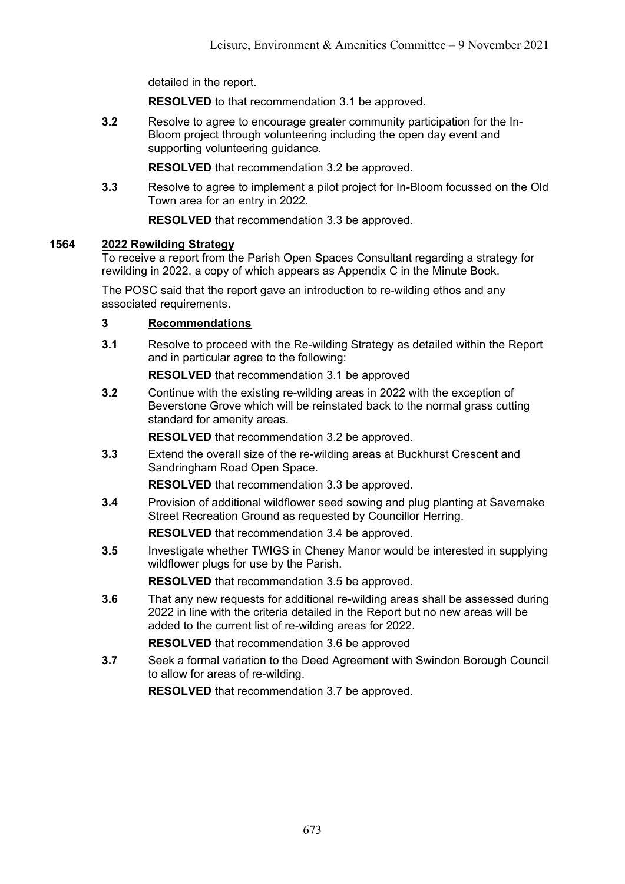detailed in the report.

**RESOLVED** to that recommendation 3.1 be approved.

**3.2** Resolve to agree to encourage greater community participation for the In-Bloom project through volunteering including the open day event and supporting volunteering guidance.

**RESOLVED** that recommendation 3.2 be approved.

**3.3** Resolve to agree to implement a pilot project for In-Bloom focussed on the Old Town area for an entry in 2022.

**RESOLVED** that recommendation 3.3 be approved.

**1564 2022 Rewilding Strategy**

To receive a report from the Parish Open Spaces Consultant regarding a strategy for rewilding in 2022, a copy of which appears as Appendix C in the Minute Book.

The POSC said that the report gave an introduction to re-wilding ethos and any associated requirements.

**3 Recommendations**

**3.1** Resolve to proceed with the Re-wilding Strategy as detailed within the Report and in particular agree to the following:

**RESOLVED** that recommendation 3.1 be approved

**3.2** Continue with the existing re-wilding areas in 2022 with the exception of Beverstone Grove which will be reinstated back to the normal grass cutting standard for amenity areas.

**RESOLVED** that recommendation 3.2 be approved.

**3.3** Extend the overall size of the re-wilding areas at Buckhurst Crescent and Sandringham Road Open Space.

**RESOLVED** that recommendation 3.3 be approved.

**3.4** Provision of additional wildflower seed sowing and plug planting at Savernake Street Recreation Ground as requested by Councillor Herring.

**RESOLVED** that recommendation 3.4 be approved.

**3.5** Investigate whether TWIGS in Cheney Manor would be interested in supplying wildflower plugs for use by the Parish.

**RESOLVED** that recommendation 3.5 be approved.

**3.6** That any new requests for additional re-wilding areas shall be assessed during 2022 in line with the criteria detailed in the Report but no new areas will be added to the current list of re-wilding areas for 2022.

**RESOLVED** that recommendation 3.6 be approved

**3.7** Seek a formal variation to the Deed Agreement with Swindon Borough Council to allow for areas of re-wilding.

**RESOLVED** that recommendation 3.7 be approved.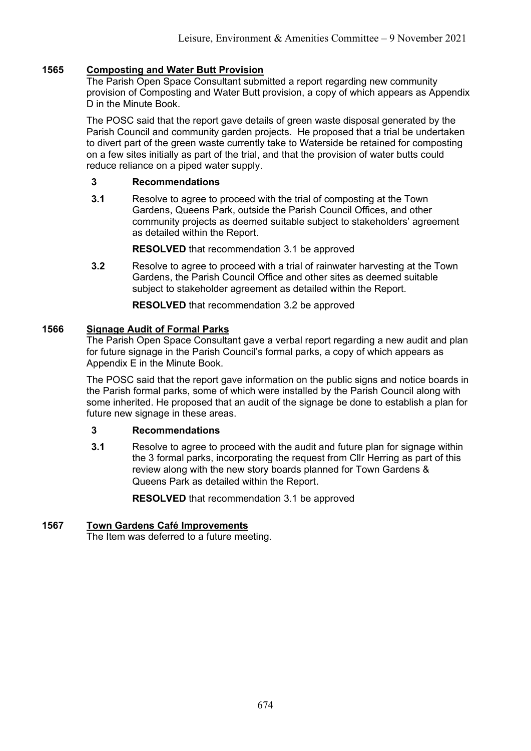## 1565 Composting and Water Butt Provision

The Parish Open Space Consultant submitted a report regarding new community provision of Composting and Water Butt provision, a copy of which appears as Appendix D in the Minute Book.

The POSC said that the report gave details of green waste disposal generated by the Parish Council and community garden projects. He proposed that a trial be undertaken to divert part of the green waste currently take to Waterside be retained for composting on a few sites initially as part of the trial, and that the provision of water butts could reduce reliance on a piped water supply.

**3 Recommendations**

**3.1** Resolve to agree to proceed with the trial of composting at the Town Gardens, Queens Park, outside the Parish Council Offices, and other community projects as deemed suitable subject to stakeholders' agreement as detailed within the Report.

**RESOLVED** that recommendation 3.1 be approved

**3.2** Resolve to agree to proceed with a trial of rainwater harvesting at the Town Gardens, the Parish Council Office and other sites as deemed suitable subject to stakeholder agreement as detailed within the Report.

**RESOLVED** that recommendation 3.2 be approved

## 1566 Signage Audit of Formal Parks

The Parish Open Space Consultant gave a verbal report regarding a new audit and plan for future signage in the Parish Council's formal parks, a copy of which appears as Appendix E in the Minute Book.

The POSC said that the report gave information on the public signs and notice boards in the Parish formal parks, some of which were installed by the Parish Council along with some inherited. He proposed that an audit of the signage be done to establish a plan for future new signage in these areas.

**3 Recommendations**

**3.1** Resolve to agree to proceed with the audit and future plan for signage within the 3 formal parks, incorporating the request from Cllr Herring as part of this review along with the new story boards planned for Town Gardens & Queens Park as detailed within the Report.

**RESOLVED** that recommendation 3.1 be approved

## 1567 Town Gardens Café Improvements

The Item was deferred to a future meeting.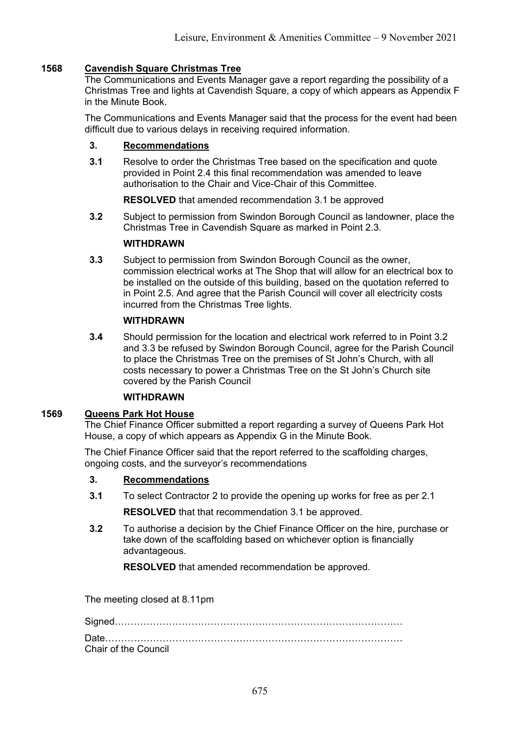## 1568 Cavendish Square Christmas Tree

The Communications and Events Manager gave a report regarding the possibility of a Christmas Tree and lights at Cavendish Square, a copy of which appears as Appendix F in the Minute Book.

The Communications and Events Manager said that the process for the event had been difficult due to various delays in receiving required information.

### 3. Recommendations

**3.1** Resolve to order the Christmas Tree based on the specification and quote provided in Point 2.4 this final recommendation was amended to leave authorisation to the Chair and Vice-Chair of this Committee.

**RESOLVED** that amended recommendation 3.1 be approved

**3.2** Subject to permission from Swindon Borough Council as landowner, place the Christmas Tree in Cavendish Square as marked in Point 2.3.

**WITHDRAWN**

**3.3** Subject to permission from Swindon Borough Council as the owner, commission electrical works at The Shop that will allow for an electrical box to be installed on the outside of this building, based on the quotation referred to in Point 2.5. And agree that the Parish Council will cover all electricity costs incurred from the Christmas Tree lights.

**WITHDRAWN**

**3.4** Should permission for the location and electrical work referred to in Point 3.2 and 3.3 be refused by Swindon Borough Council, agree for the Parish Council to place the Christmas Tree on the premises of St John's Church, with all costs necessary to power a Christmas Tree on the St John's Church site covered by the Parish Council

**WITHDRAWN**

## 1569 Queens Park Hot House

The Chief Finance Officer submitted a report regarding a survey of Queens Park Hot House, a copy of which appears as Appendix G in the Minute Book.

The Chief Finance Officer said that the report referred to the scaffolding charges, ongoing costs, and the surveyor's recommendations

### 3. Recommendations

**3.1** To select Contractor 2 to provide the opening up works for free as per 2.1

**RESOLVED** that that recommendation 3.1 be approved.

**3.2** To authorise a decision by the Chief Finance Officer on the hire, purchase or take down of the scaffolding based on whichever option is financially advantageous.

**RESOLVED** that amended recommendation be approved.

The meeting closed at 8.11pm

Signed………………………………………………………………………………

Date…………………………………………………………………………………
Chair of the Council